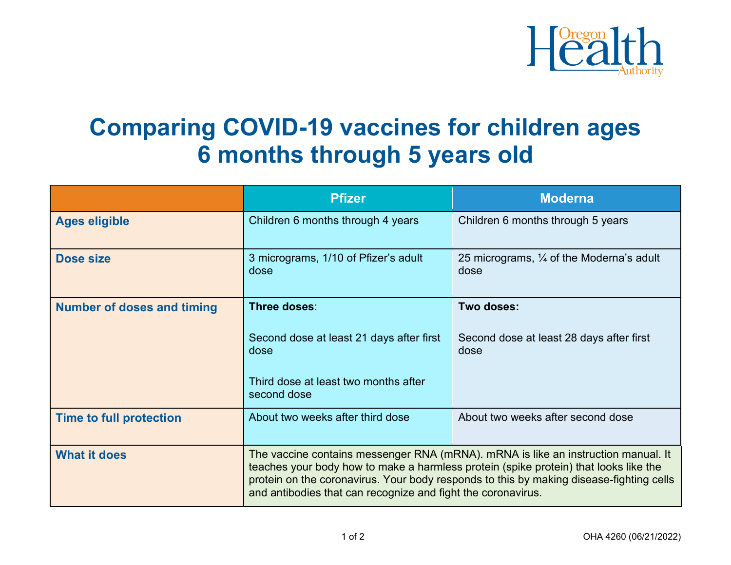Oregon Health Authority

# Comparing COVID-19 vaccines for children ages 6 months through 5 years old

| | Pfizer | Moderna |
|---|---|---|
| **Ages eligible** | Children 6 months through 4 years | Children 6 months through 5 years |
| **Dose size** | 3 micrograms, 1/10 of Pfizer's adult dose | 25 micrograms, ¼ of the Moderna's adult dose |
| **Number of doses and timing** | **Three doses**:<br><br>Second dose at least 21 days after first dose<br><br>Third dose at least two months after second dose | **Two doses:**<br><br>Second dose at least 28 days after first dose |
| **Time to full protection** | About two weeks after third dose | About two weeks after second dose |
| **What it does** | The vaccine contains messenger RNA (mRNA). mRNA is like an instruction manual. It teaches your body how to make a harmless protein (spike protein) that looks like the protein on the coronavirus. Your body responds to this by making disease-fighting cells and antibodies that can recognize and fight the coronavirus. | |

OHA 4260 (06/21/2022)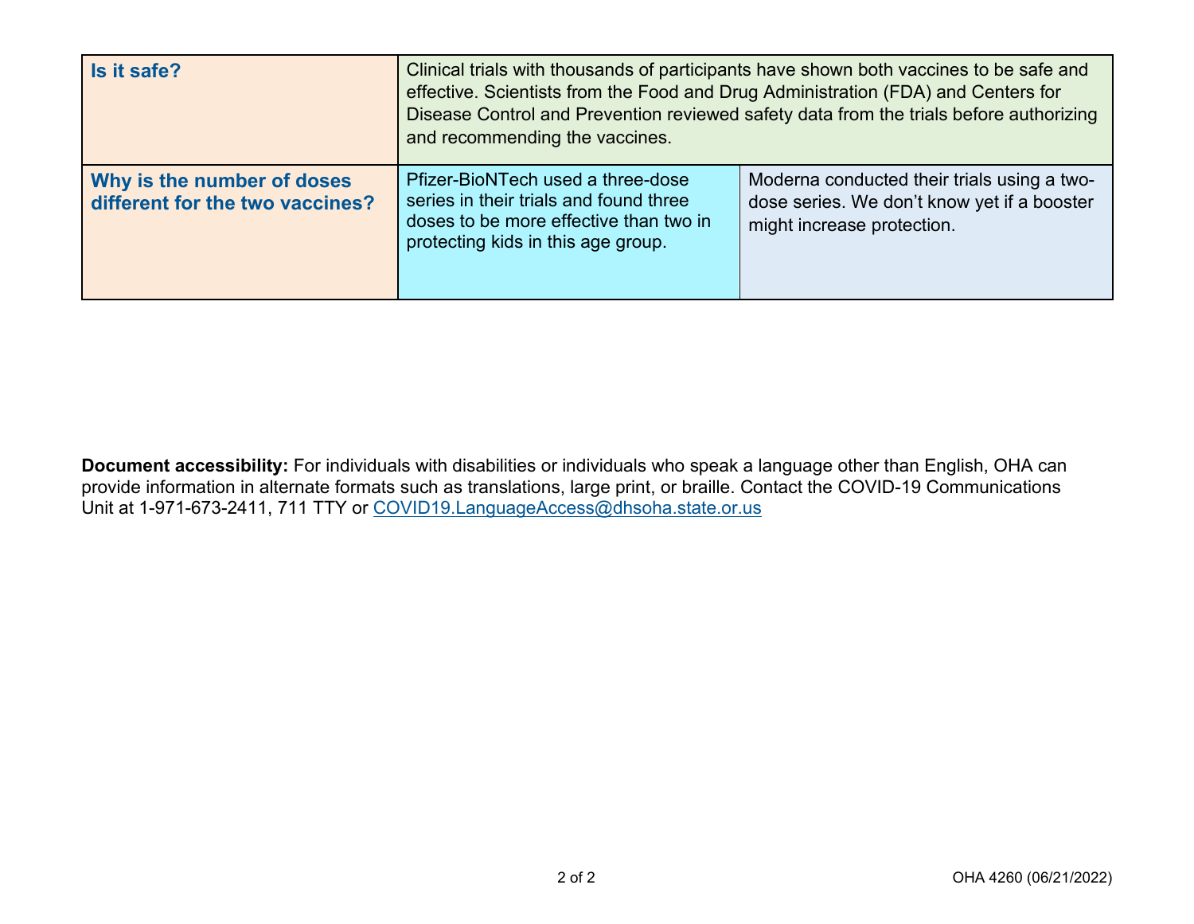| | | |
|---|---|---|
| **Is it safe?** | Clinical trials with thousands of participants have shown both vaccines to be safe and effective. Scientists from the Food and Drug Administration (FDA) and Centers for Disease Control and Prevention reviewed safety data from the trials before authorizing and recommending the vaccines. | |
| **Why is the number of doses different for the two vaccines?** | Pfizer-BioNTech used a three-dose series in their trials and found three doses to be more effective than two in protecting kids in this age group. | Moderna conducted their trials using a two-dose series. We don't know yet if a booster might increase protection. |

**Document accessibility:** For individuals with disabilities or individuals who speak a language other than English, OHA can provide information in alternate formats such as translations, large print, or braille. Contact the COVID-19 Communications Unit at 1-971-673-2411, 711 TTY or [COVID19.LanguageAccess@dhsoha.state.or.us](mailto:COVID19.LanguageAccess@dhsoha.state.or.us)

OHA 4260 (06/21/2022)